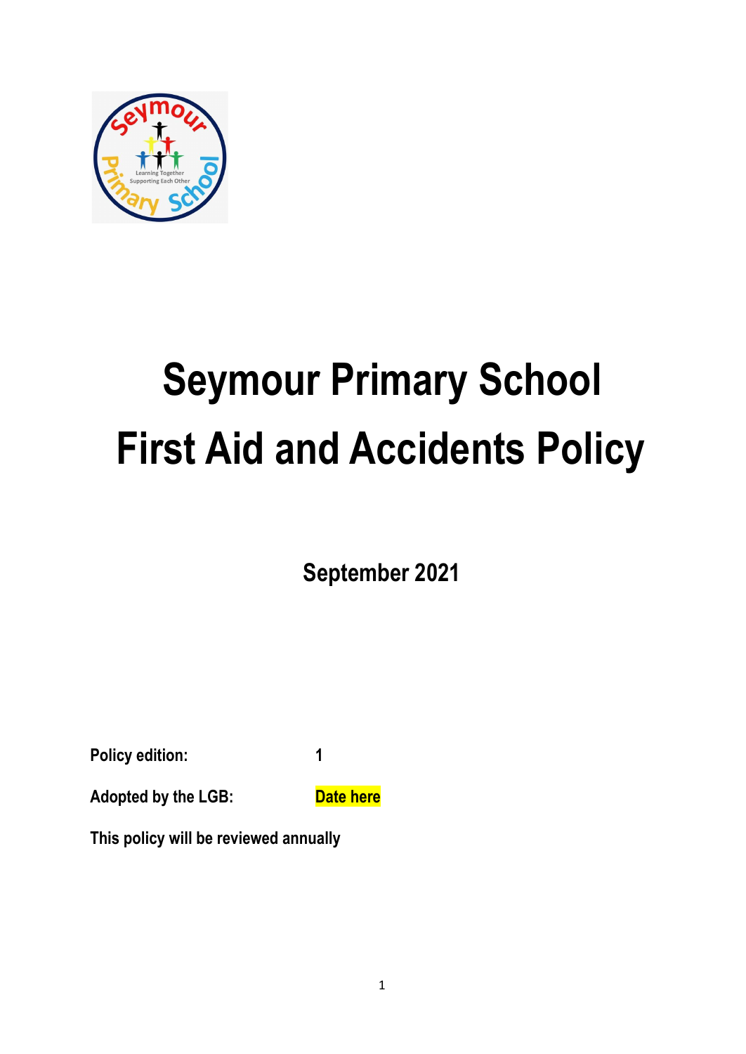# Seymour Primary School

# First Aid and Accidents Policy

**September 2021**

**Policy edition:** **1**

**Adopted by the LGB:** **Date here**

**This policy will be reviewed annually**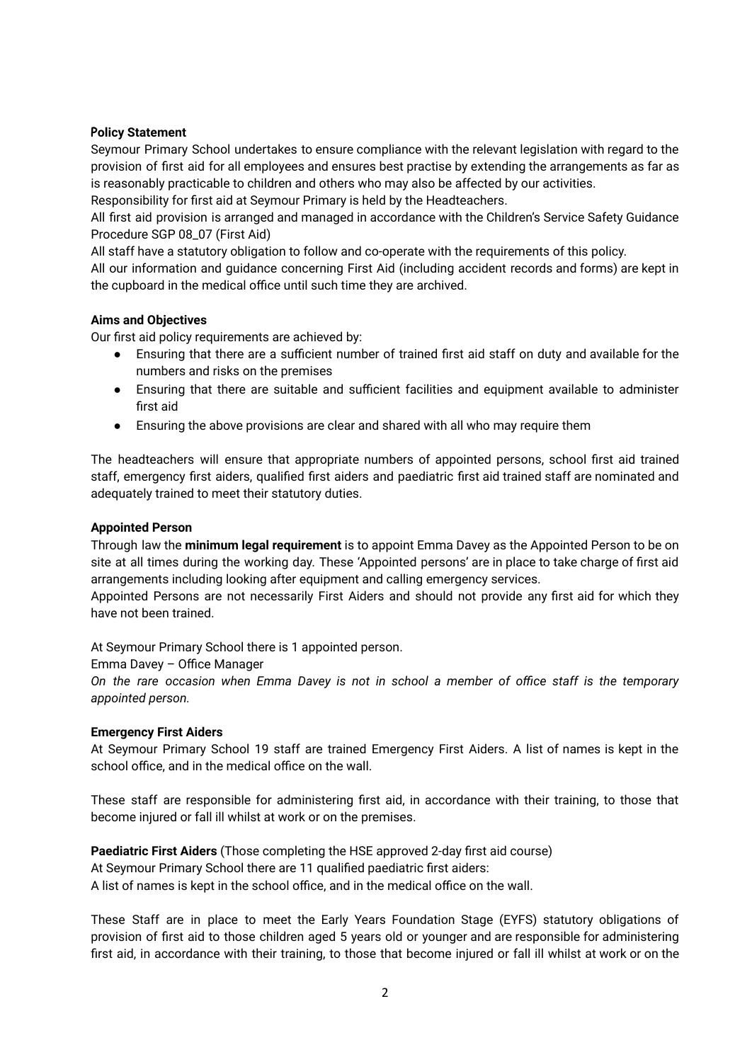**Policy Statement**

Seymour Primary School undertakes to ensure compliance with the relevant legislation with regard to the provision of first aid for all employees and ensures best practise by extending the arrangements as far as is reasonably practicable to children and others who may also be affected by our activities.

Responsibility for first aid at Seymour Primary is held by the Headteachers.

All first aid provision is arranged and managed in accordance with the Children's Service Safety Guidance Procedure SGP 08_07 (First Aid)

All staff have a statutory obligation to follow and co-operate with the requirements of this policy.

All our information and guidance concerning First Aid (including accident records and forms) are kept in the cupboard in the medical office until such time they are archived.

**Aims and Objectives**

Our first aid policy requirements are achieved by:

- Ensuring that there are a sufficient number of trained first aid staff on duty and available for the numbers and risks on the premises
- Ensuring that there are suitable and sufficient facilities and equipment available to administer first aid
- Ensuring the above provisions are clear and shared with all who may require them

The headteachers will ensure that appropriate numbers of appointed persons, school first aid trained staff, emergency first aiders, qualified first aiders and paediatric first aid trained staff are nominated and adequately trained to meet their statutory duties.

**Appointed Person**

Through law the **minimum legal requirement** is to appoint Emma Davey as the Appointed Person to be on site at all times during the working day. These 'Appointed persons' are in place to take charge of first aid arrangements including looking after equipment and calling emergency services.

Appointed Persons are not necessarily First Aiders and should not provide any first aid for which they have not been trained.

At Seymour Primary School there is 1 appointed person.

Emma Davey – Office Manager

*On the rare occasion when Emma Davey is not in school a member of office staff is the temporary appointed person.*

**Emergency First Aiders**

At Seymour Primary School 19 staff are trained Emergency First Aiders. A list of names is kept in the school office, and in the medical office on the wall.

These staff are responsible for administering first aid, in accordance with their training, to those that become injured or fall ill whilst at work or on the premises.

**Paediatric First Aiders** (Those completing the HSE approved 2-day first aid course)

At Seymour Primary School there are 11 qualified paediatric first aiders:

A list of names is kept in the school office, and in the medical office on the wall.

These Staff are in place to meet the Early Years Foundation Stage (EYFS) statutory obligations of provision of first aid to those children aged 5 years old or younger and are responsible for administering first aid, in accordance with their training, to those that become injured or fall ill whilst at work or on the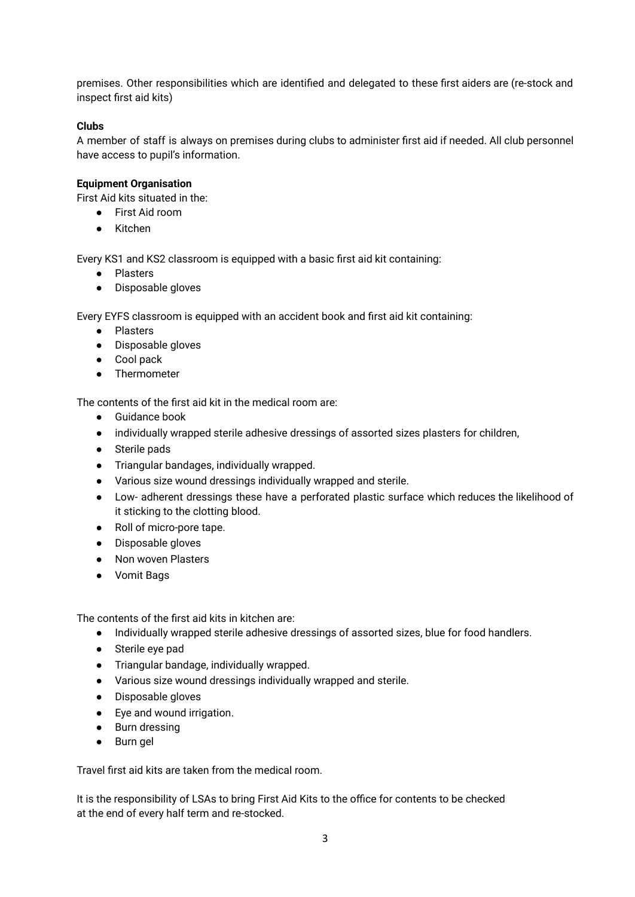premises. Other responsibilities which are identified and delegated to these first aiders are (re-stock and inspect first aid kits)

**Clubs**

A member of staff is always on premises during clubs to administer first aid if needed. All club personnel have access to pupil's information.

**Equipment Organisation**

First Aid kits situated in the:

- First Aid room
- Kitchen

Every KS1 and KS2 classroom is equipped with a basic first aid kit containing:

- Plasters
- Disposable gloves

Every EYFS classroom is equipped with an accident book and first aid kit containing:

- Plasters
- Disposable gloves
- Cool pack
- Thermometer

The contents of the first aid kit in the medical room are:

- Guidance book
- individually wrapped sterile adhesive dressings of assorted sizes plasters for children,
- Sterile pads
- Triangular bandages, individually wrapped.
- Various size wound dressings individually wrapped and sterile.
- Low- adherent dressings these have a perforated plastic surface which reduces the likelihood of it sticking to the clotting blood.
- Roll of micro-pore tape.
- Disposable gloves
- Non woven Plasters
- Vomit Bags

The contents of the first aid kits in kitchen are:

- Individually wrapped sterile adhesive dressings of assorted sizes, blue for food handlers.
- Sterile eye pad
- Triangular bandage, individually wrapped.
- Various size wound dressings individually wrapped and sterile.
- Disposable gloves
- Eye and wound irrigation.
- Burn dressing
- Burn gel

Travel first aid kits are taken from the medical room.

It is the responsibility of LSAs to bring First Aid Kits to the office for contents to be checked at the end of every half term and re-stocked.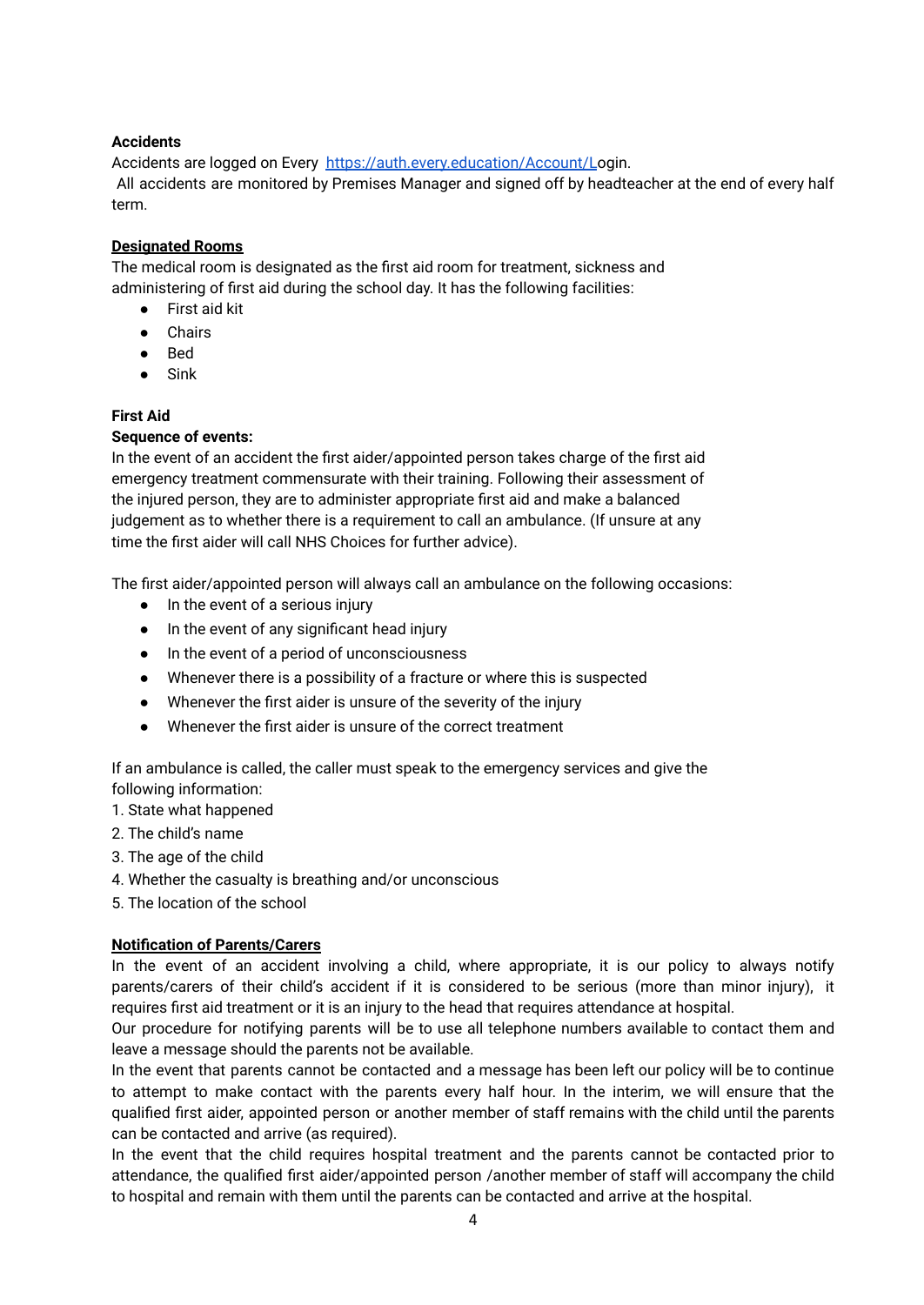**Accidents**

Accidents are logged on Every [https://auth.every.education/Account/Login](https://auth.every.education/Account/Login).

All accidents are monitored by Premises Manager and signed off by headteacher at the end of every half term.

**Designated Rooms**

The medical room is designated as the first aid room for treatment, sickness and administering of first aid during the school day. It has the following facilities:

- First aid kit
- Chairs
- Bed
- Sink

**First Aid**

**Sequence of events:**

In the event of an accident the first aider/appointed person takes charge of the first aid emergency treatment commensurate with their training. Following their assessment of the injured person, they are to administer appropriate first aid and make a balanced judgement as to whether there is a requirement to call an ambulance. (If unsure at any time the first aider will call NHS Choices for further advice).

The first aider/appointed person will always call an ambulance on the following occasions:

- In the event of a serious injury
- In the event of any significant head injury
- In the event of a period of unconsciousness
- Whenever there is a possibility of a fracture or where this is suspected
- Whenever the first aider is unsure of the severity of the injury
- Whenever the first aider is unsure of the correct treatment

If an ambulance is called, the caller must speak to the emergency services and give the following information:

1. State what happened
2. The child's name
3. The age of the child
4. Whether the casualty is breathing and/or unconscious
5. The location of the school

**Notification of Parents/Carers**

In the event of an accident involving a child, where appropriate, it is our policy to always notify parents/carers of their child's accident if it is considered to be serious (more than minor injury), it requires first aid treatment or it is an injury to the head that requires attendance at hospital.

Our procedure for notifying parents will be to use all telephone numbers available to contact them and leave a message should the parents not be available.

In the event that parents cannot be contacted and a message has been left our policy will be to continue to attempt to make contact with the parents every half hour. In the interim, we will ensure that the qualified first aider, appointed person or another member of staff remains with the child until the parents can be contacted and arrive (as required).

In the event that the child requires hospital treatment and the parents cannot be contacted prior to attendance, the qualified first aider/appointed person /another member of staff will accompany the child to hospital and remain with them until the parents can be contacted and arrive at the hospital.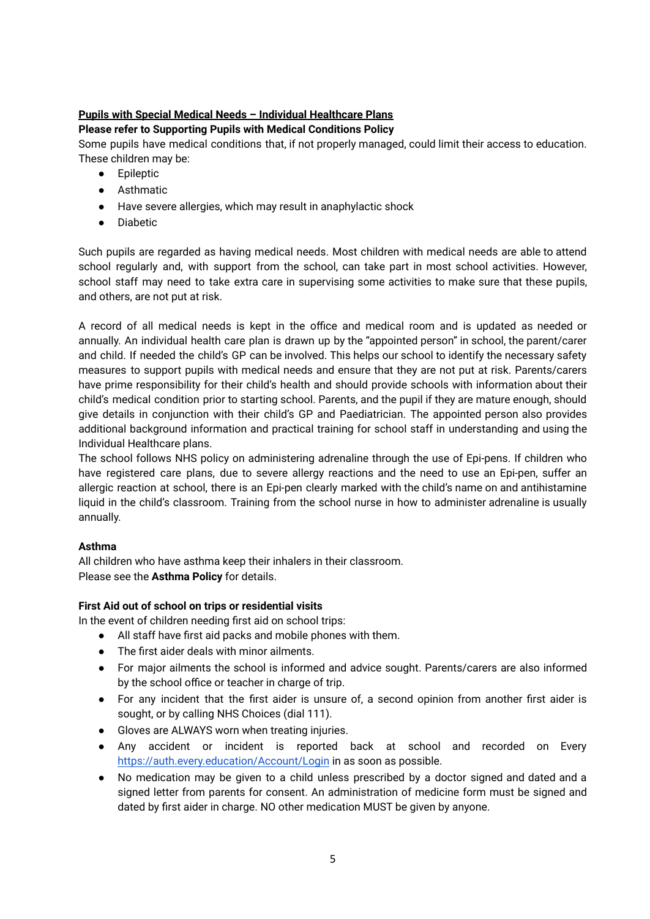**Pupils with Special Medical Needs – Individual Healthcare Plans**

**Please refer to Supporting Pupils with Medical Conditions Policy**

Some pupils have medical conditions that, if not properly managed, could limit their access to education. These children may be:

- Epileptic
- Asthmatic
- Have severe allergies, which may result in anaphylactic shock
- Diabetic

Such pupils are regarded as having medical needs. Most children with medical needs are able to attend school regularly and, with support from the school, can take part in most school activities. However, school staff may need to take extra care in supervising some activities to make sure that these pupils, and others, are not put at risk.

A record of all medical needs is kept in the office and medical room and is updated as needed or annually. An individual health care plan is drawn up by the "appointed person" in school, the parent/carer and child. If needed the child's GP can be involved. This helps our school to identify the necessary safety measures to support pupils with medical needs and ensure that they are not put at risk. Parents/carers have prime responsibility for their child's health and should provide schools with information about their child's medical condition prior to starting school. Parents, and the pupil if they are mature enough, should give details in conjunction with their child's GP and Paediatrician. The appointed person also provides additional background information and practical training for school staff in understanding and using the Individual Healthcare plans.

The school follows NHS policy on administering adrenaline through the use of Epi-pens. If children who have registered care plans, due to severe allergy reactions and the need to use an Epi-pen, suffer an allergic reaction at school, there is an Epi-pen clearly marked with the child's name on and antihistamine liquid in the child's classroom. Training from the school nurse in how to administer adrenaline is usually annually.

**Asthma**

All children who have asthma keep their inhalers in their classroom.

Please see the **Asthma Policy** for details.

**First Aid out of school on trips or residential visits**

In the event of children needing first aid on school trips:

- All staff have first aid packs and mobile phones with them.
- The first aider deals with minor ailments.
- For major ailments the school is informed and advice sought. Parents/carers are also informed by the school office or teacher in charge of trip.
- For any incident that the first aider is unsure of, a second opinion from another first aider is sought, or by calling NHS Choices (dial 111).
- Gloves are ALWAYS worn when treating injuries.
- Any accident or incident is reported back at school and recorded on Every [https://auth.every.education/Account/Login](https://auth.every.education/Account/Login) in as soon as possible.
- No medication may be given to a child unless prescribed by a doctor signed and dated and a signed letter from parents for consent. An administration of medicine form must be signed and dated by first aider in charge. NO other medication MUST be given by anyone.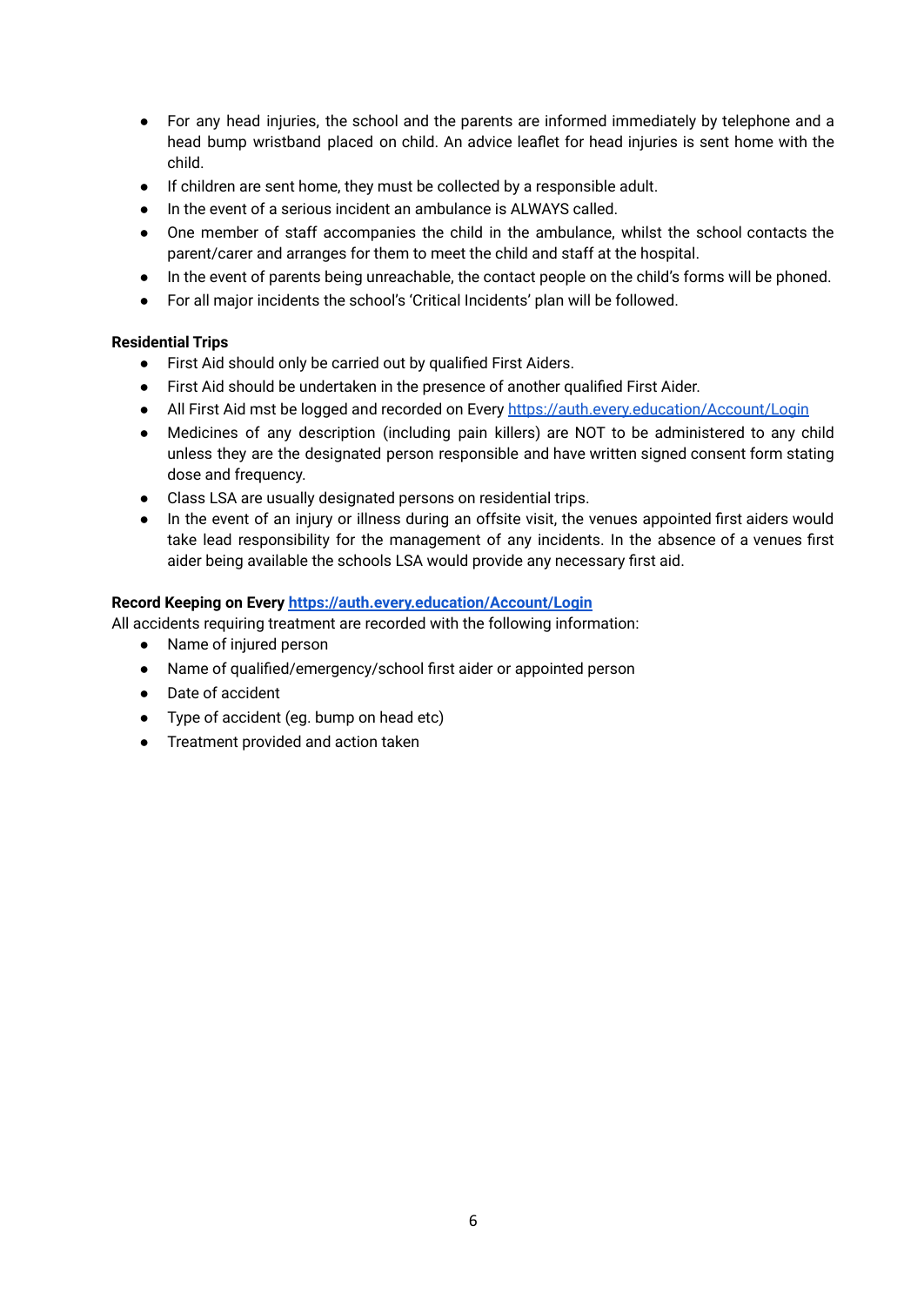- For any head injuries, the school and the parents are informed immediately by telephone and a head bump wristband placed on child. An advice leaflet for head injuries is sent home with the child.
- If children are sent home, they must be collected by a responsible adult.
- In the event of a serious incident an ambulance is ALWAYS called.
- One member of staff accompanies the child in the ambulance, whilst the school contacts the parent/carer and arranges for them to meet the child and staff at the hospital.
- In the event of parents being unreachable, the contact people on the child's forms will be phoned.
- For all major incidents the school's 'Critical Incidents' plan will be followed.

**Residential Trips**

- First Aid should only be carried out by qualified First Aiders.
- First Aid should be undertaken in the presence of another qualified First Aider.
- All First Aid mst be logged and recorded on Every [https://auth.every.education/Account/Login](https://auth.every.education/Account/Login)
- Medicines of any description (including pain killers) are NOT to be administered to any child unless they are the designated person responsible and have written signed consent form stating dose and frequency.
- Class LSA are usually designated persons on residential trips.
- In the event of an injury or illness during an offsite visit, the venues appointed first aiders would take lead responsibility for the management of any incidents. In the absence of a venues first aider being available the schools LSA would provide any necessary first aid.

**Record Keeping on Every [https://auth.every.education/Account/Login](https://auth.every.education/Account/Login)**

All accidents requiring treatment are recorded with the following information:

- Name of injured person
- Name of qualified/emergency/school first aider or appointed person
- Date of accident
- Type of accident (eg. bump on head etc)
- Treatment provided and action taken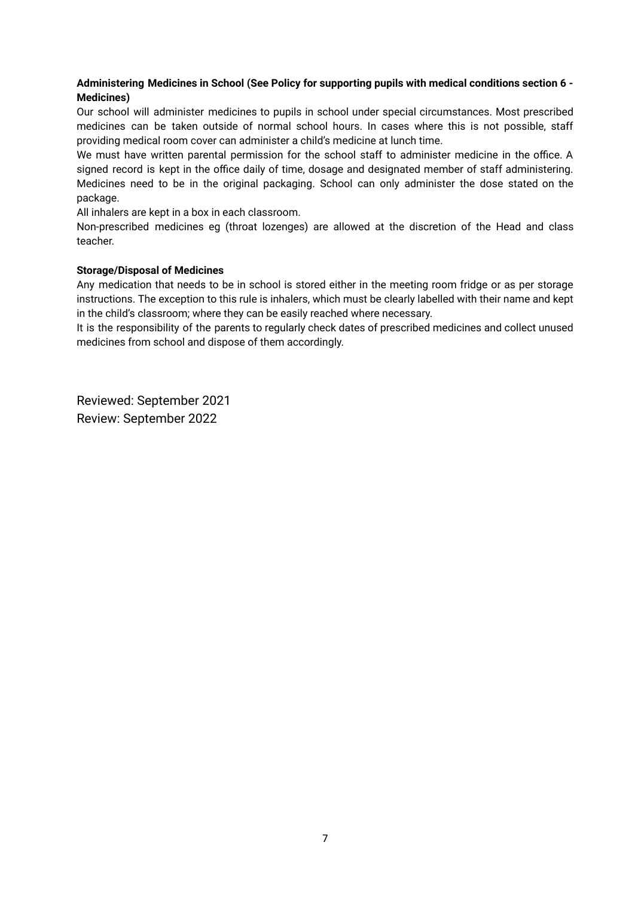**Administering Medicines in School (See Policy for supporting pupils with medical conditions section 6 - Medicines)**

Our school will administer medicines to pupils in school under special circumstances. Most prescribed medicines can be taken outside of normal school hours. In cases where this is not possible, staff providing medical room cover can administer a child's medicine at lunch time.

We must have written parental permission for the school staff to administer medicine in the office. A signed record is kept in the office daily of time, dosage and designated member of staff administering. Medicines need to be in the original packaging. School can only administer the dose stated on the package.

All inhalers are kept in a box in each classroom.

Non-prescribed medicines eg (throat lozenges) are allowed at the discretion of the Head and class teacher.

**Storage/Disposal of Medicines**

Any medication that needs to be in school is stored either in the meeting room fridge or as per storage instructions. The exception to this rule is inhalers, which must be clearly labelled with their name and kept in the child's classroom; where they can be easily reached where necessary.

It is the responsibility of the parents to regularly check dates of prescribed medicines and collect unused medicines from school and dispose of them accordingly.

Reviewed: September 2021

Review: September 2022